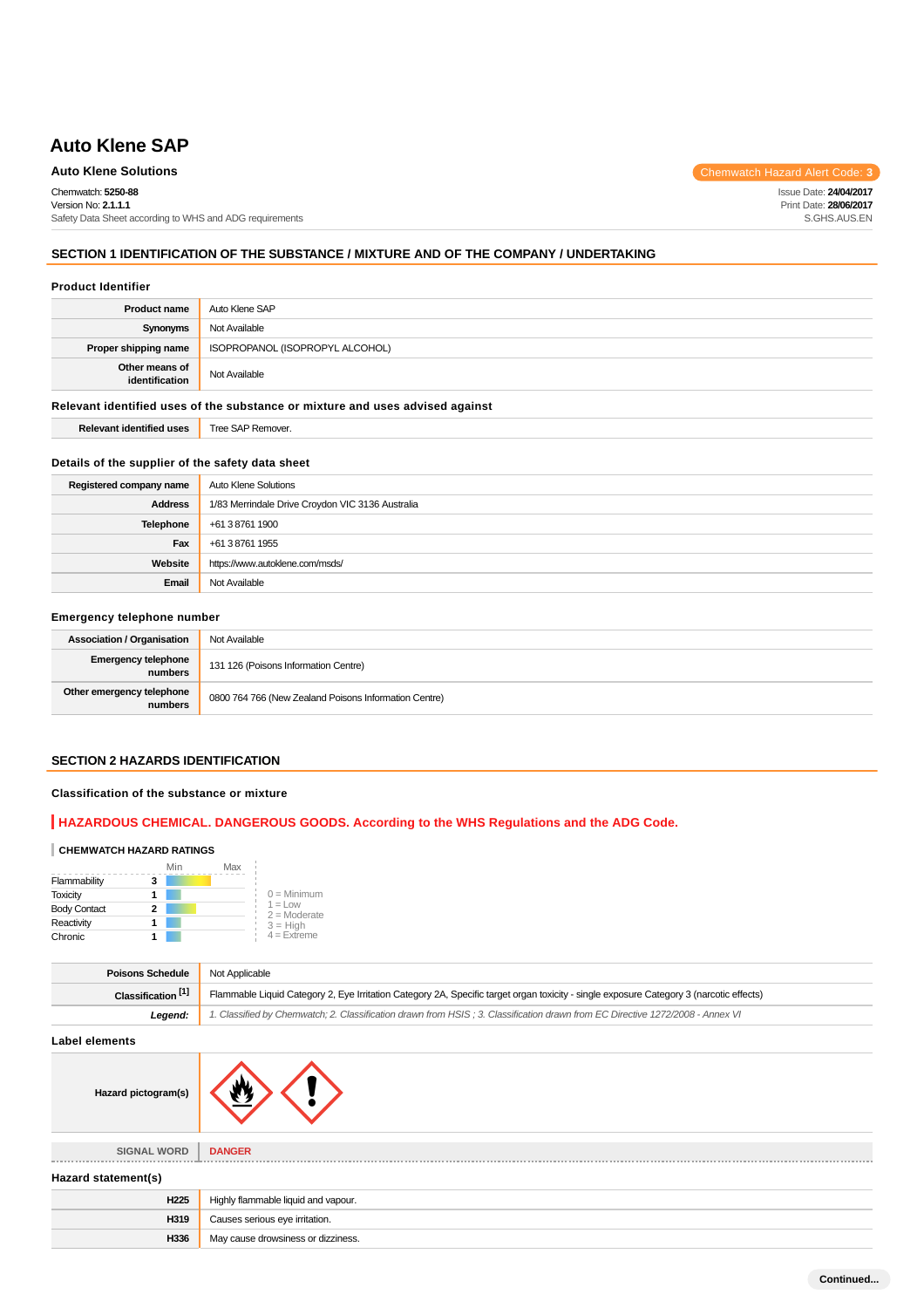# Auto Klene SAP

**Auto Klene Solutions**

Chemwatch Hazard Alert Code: **3**

Chemwatch: **5250-88**
Version No: **2.1.1.1**
Safety Data Sheet according to WHS and ADG requirements

Issue Date: **24/04/2017**
Print Date: **28/06/2017**
S.GHS.AUS.EN

## SECTION 1 IDENTIFICATION OF THE SUBSTANCE / MIXTURE AND OF THE COMPANY / UNDERTAKING

### Product Identifier

| | |
|---|---|
| **Product name** | Auto Klene SAP |
| **Synonyms** | Not Available |
| **Proper shipping name** | ISOPROPANOL (ISOPROPYL ALCOHOL) |
| **Other means of identification** | Not Available |

### Relevant identified uses of the substance or mixture and uses advised against

| | |
|---|---|
| **Relevant identified uses** | Tree SAP Remover. |

### Details of the supplier of the safety data sheet

| | |
|---|---|
| **Registered company name** | Auto Klene Solutions |
| **Address** | 1/83 Merrindale Drive Croydon VIC 3136 Australia |
| **Telephone** | +61 3 8761 1900 |
| **Fax** | +61 3 8761 1955 |
| **Website** | https://www.autoklene.com/msds/ |
| **Email** | Not Available |

### Emergency telephone number

| | |
|---|---|
| **Association / Organisation** | Not Available |
| **Emergency telephone numbers** | 131 126 (Poisons Information Centre) |
| **Other emergency telephone numbers** | 0800 764 766 (New Zealand Poisons Information Centre) |

## SECTION 2 HAZARDS IDENTIFICATION

### Classification of the substance or mixture

**HAZARDOUS CHEMICAL. DANGEROUS GOODS. According to the WHS Regulations and the ADG Code.**

#### CHEMWATCH HAZARD RATINGS

| | Rating |
|---|---|
| Flammability | 3 |
| Toxicity | 1 |
| Body Contact | 2 |
| Reactivity | 1 |
| Chronic | 1 |

0 = Minimum
1 = Low
2 = Moderate
3 = High
4 = Extreme

| | |
|---|---|
| **Poisons Schedule** | Not Applicable |
| **Classification [1]** | Flammable Liquid Category 2, Eye Irritation Category 2A, Specific target organ toxicity - single exposure Category 3 (narcotic effects) |
| ***Legend:*** | *1. Classified by Chemwatch; 2. Classification drawn from HSIS ; 3. Classification drawn from EC Directive 1272/2008 - Annex VI* |

### Label elements

| | |
|---|---|
| **Hazard pictogram(s)** | |
| **SIGNAL WORD** | **DANGER** |

### Hazard statement(s)

| | |
|---|---|
| **H225** | Highly flammable liquid and vapour. |
| **H319** | Causes serious eye irritation. |
| **H336** | May cause drowsiness or dizziness. |

**Continued...**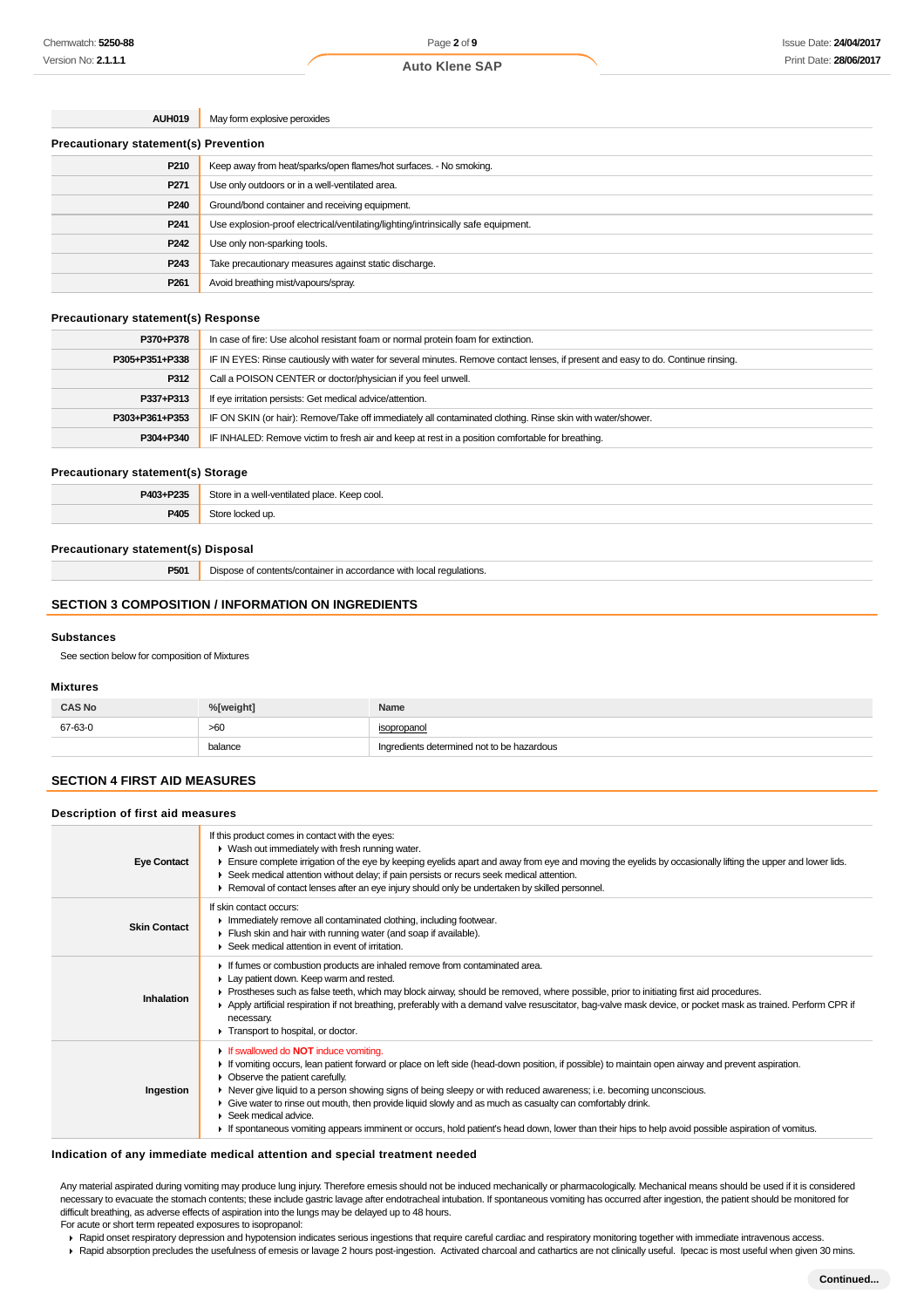| | |
|---|---|
| **AUH019** | May form explosive peroxides |

### Precautionary statement(s) Prevention

| | |
|---|---|
| **P210** | Keep away from heat/sparks/open flames/hot surfaces. - No smoking. |
| **P271** | Use only outdoors or in a well-ventilated area. |
| **P240** | Ground/bond container and receiving equipment. |
| **P241** | Use explosion-proof electrical/ventilating/lighting/intrinsically safe equipment. |
| **P242** | Use only non-sparking tools. |
| **P243** | Take precautionary measures against static discharge. |
| **P261** | Avoid breathing mist/vapours/spray. |

### Precautionary statement(s) Response

| | |
|---|---|
| **P370+P378** | In case of fire: Use alcohol resistant foam or normal protein foam for extinction. |
| **P305+P351+P338** | IF IN EYES: Rinse cautiously with water for several minutes. Remove contact lenses, if present and easy to do. Continue rinsing. |
| **P312** | Call a POISON CENTER or doctor/physician if you feel unwell. |
| **P337+P313** | If eye irritation persists: Get medical advice/attention. |
| **P303+P361+P353** | IF ON SKIN (or hair): Remove/Take off immediately all contaminated clothing. Rinse skin with water/shower. |
| **P304+P340** | IF INHALED: Remove victim to fresh air and keep at rest in a position comfortable for breathing. |

### Precautionary statement(s) Storage

| | |
|---|---|
| **P403+P235** | Store in a well-ventilated place. Keep cool. |
| **P405** | Store locked up. |

### Precautionary statement(s) Disposal

| | |
|---|---|
| **P501** | Dispose of contents/container in accordance with local regulations. |

## SECTION 3 COMPOSITION / INFORMATION ON INGREDIENTS

### Substances

See section below for composition of Mixtures

### Mixtures

| CAS No | %[weight] | Name |
|---|---|---|
| 67-63-0 | >60 | isopropanol |
| | balance | Ingredients determined not to be hazardous |

## SECTION 4 FIRST AID MEASURES

### Description of first aid measures

| | |
|---|---|
| **Eye Contact** | If this product comes in contact with the eyes:<br>▸ Wash out immediately with fresh running water.<br>▸ Ensure complete irrigation of the eye by keeping eyelids apart and away from eye and moving the eyelids by occasionally lifting the upper and lower lids.<br>▸ Seek medical attention without delay; if pain persists or recurs seek medical attention.<br>▸ Removal of contact lenses after an eye injury should only be undertaken by skilled personnel. |
| **Skin Contact** | If skin contact occurs:<br>▸ Immediately remove all contaminated clothing, including footwear.<br>▸ Flush skin and hair with running water (and soap if available).<br>▸ Seek medical attention in event of irritation. |
| **Inhalation** | ▸ If fumes or combustion products are inhaled remove from contaminated area.<br>▸ Lay patient down. Keep warm and rested.<br>▸ Prostheses such as false teeth, which may block airway, should be removed, where possible, prior to initiating first aid procedures.<br>▸ Apply artificial respiration if not breathing, preferably with a demand valve resuscitator, bag-valve mask device, or pocket mask as trained. Perform CPR if necessary.<br>▸ Transport to hospital, or doctor. |
| **Ingestion** | ▸ If swallowed do **NOT** induce vomiting.<br>▸ If vomiting occurs, lean patient forward or place on left side (head-down position, if possible) to maintain open airway and prevent aspiration.<br>▸ Observe the patient carefully.<br>▸ Never give liquid to a person showing signs of being sleepy or with reduced awareness; i.e. becoming unconscious.<br>▸ Give water to rinse out mouth, then provide liquid slowly and as much as casualty can comfortably drink.<br>▸ Seek medical advice.<br>▸ If spontaneous vomiting appears imminent or occurs, hold patient's head down, lower than their hips to help avoid possible aspiration of vomitus. |

### Indication of any immediate medical attention and special treatment needed

Any material aspirated during vomiting may produce lung injury. Therefore emesis should not be induced mechanically or pharmacologically. Mechanical means should be used if it is considered necessary to evacuate the stomach contents; these include gastric lavage after endotracheal intubation. If spontaneous vomiting has occurred after ingestion, the patient should be monitored for difficult breathing, as adverse effects of aspiration into the lungs may be delayed up to 48 hours.
For acute or short term repeated exposures to isopropanol:

- Rapid onset respiratory depression and hypotension indicates serious ingestions that require careful cardiac and respiratory monitoring together with immediate intravenous access.
- Rapid absorption precludes the usefulness of emesis or lavage 2 hours post-ingestion. Activated charcoal and cathartics are not clinically useful. Ipecac is most useful when given 30 mins.

**Continued...**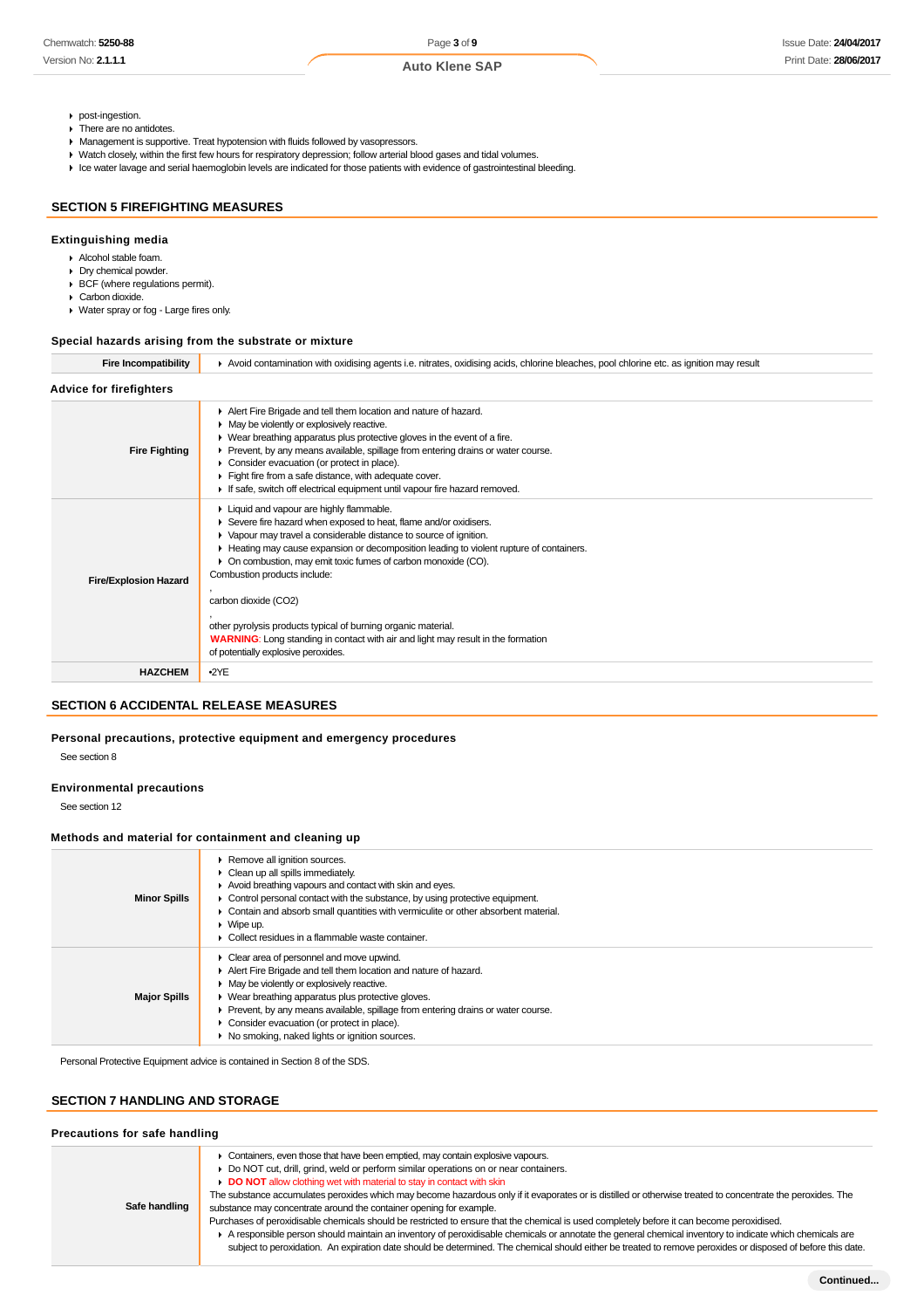- post-ingestion.
- There are no antidotes.
- Management is supportive. Treat hypotension with fluids followed by vasopressors.
- Watch closely, within the first few hours for respiratory depression; follow arterial blood gases and tidal volumes.
- Ice water lavage and serial haemoglobin levels are indicated for those patients with evidence of gastrointestinal bleeding.

## SECTION 5 FIREFIGHTING MEASURES

### Extinguishing media

- Alcohol stable foam.
- Dry chemical powder.
- BCF (where regulations permit).
- Carbon dioxide.
- Water spray or fog - Large fires only.

### Special hazards arising from the substrate or mixture

| | |
|---|---|
| **Fire Incompatibility** | Avoid contamination with oxidising agents i.e. nitrates, oxidising acids, chlorine bleaches, pool chlorine etc. as ignition may result |

### Advice for firefighters

| | |
|---|---|
| **Fire Fighting** | • Alert Fire Brigade and tell them location and nature of hazard.<br>• May be violently or explosively reactive.<br>• Wear breathing apparatus plus protective gloves in the event of a fire.<br>• Prevent, by any means available, spillage from entering drains or water course.<br>• Consider evacuation (or protect in place).<br>• Fight fire from a safe distance, with adequate cover.<br>• If safe, switch off electrical equipment until vapour fire hazard removed. |
| **Fire/Explosion Hazard** | • Liquid and vapour are highly flammable.<br>• Severe fire hazard when exposed to heat, flame and/or oxidisers.<br>• Vapour may travel a considerable distance to source of ignition.<br>• Heating may cause expansion or decomposition leading to violent rupture of containers.<br>• On combustion, may emit toxic fumes of carbon monoxide (CO).<br>Combustion products include:<br>,<br>carbon dioxide ($CO_2$)<br>,<br>other pyrolysis products typical of burning organic material.<br>**WARNING**: Long standing in contact with air and light may result in the formation of potentially explosive peroxides. |
| **HAZCHEM** | •2YE |

## SECTION 6 ACCIDENTAL RELEASE MEASURES

### Personal precautions, protective equipment and emergency procedures

See section 8

### Environmental precautions

See section 12

### Methods and material for containment and cleaning up

| | |
|---|---|
| **Minor Spills** | • Remove all ignition sources.<br>• Clean up all spills immediately.<br>• Avoid breathing vapours and contact with skin and eyes.<br>• Control personal contact with the substance, by using protective equipment.<br>• Contain and absorb small quantities with vermiculite or other absorbent material.<br>• Wipe up.<br>• Collect residues in a flammable waste container. |
| **Major Spills** | • Clear area of personnel and move upwind.<br>• Alert Fire Brigade and tell them location and nature of hazard.<br>• May be violently or explosively reactive.<br>• Wear breathing apparatus plus protective gloves.<br>• Prevent, by any means available, spillage from entering drains or water course.<br>• Consider evacuation (or protect in place).<br>• No smoking, naked lights or ignition sources. |

Personal Protective Equipment advice is contained in Section 8 of the SDS.

## SECTION 7 HANDLING AND STORAGE

### Precautions for safe handling

| | |
|---|---|
| **Safe handling** | • Containers, even those that have been emptied, may contain explosive vapours.<br>• Do NOT cut, drill, grind, weld or perform similar operations on or near containers.<br>• **DO NOT** allow clothing wet with material to stay in contact with skin<br>The substance accumulates peroxides which may become hazardous only if it evaporates or is distilled or otherwise treated to concentrate the peroxides. The substance may concentrate around the container opening for example.<br>Purchases of peroxidisable chemicals should be restricted to ensure that the chemical is used completely before it can become peroxidised.<br>• A responsible person should maintain an inventory of peroxidisable chemicals or annotate the general chemical inventory to indicate which chemicals are subject to peroxidation. An expiration date should be determined. The chemical should either be treated to remove peroxides or disposed of before this date. |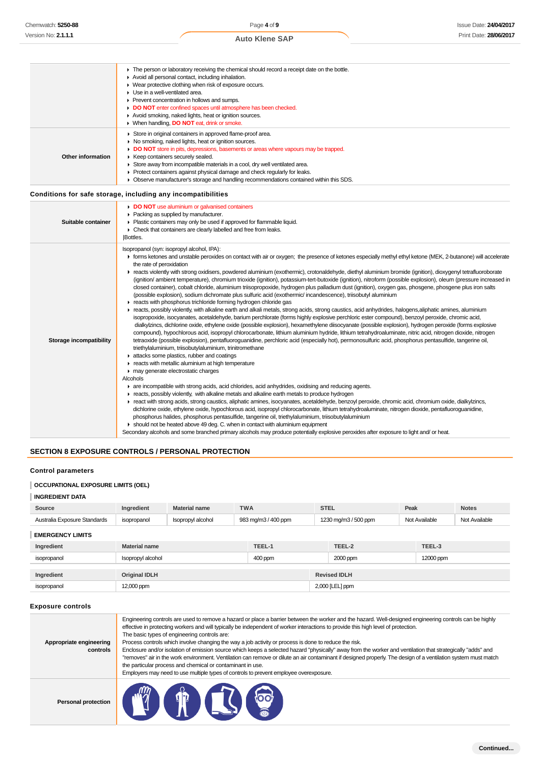| | |
|---|---|
| | - The person or laboratory receiving the chemical should record a receipt date on the bottle.<br>- Avoid all personal contact, including inhalation.<br>- Wear protective clothing when risk of exposure occurs.<br>- Use in a well-ventilated area.<br>- Prevent concentration in hollows and sumps.<br>- **DO NOT** enter confined spaces until atmosphere has been checked.<br>- Avoid smoking, naked lights, heat or ignition sources.<br>- When handling, **DO NOT** eat, drink or smoke. |
| **Other information** | - Store in original containers in approved flame-proof area.<br>- No smoking, naked lights, heat or ignition sources.<br>- **DO NOT** store in pits, depressions, basements or areas where vapours may be trapped.<br>- Keep containers securely sealed.<br>- Store away from incompatible materials in a cool, dry well ventilated area.<br>- Protect containers against physical damage and check regularly for leaks.<br>- Observe manufacturer's storage and handling recommendations contained within this SDS. |

### Conditions for safe storage, including any incompatibilities

| | |
|---|---|
| **Suitable container** | - **DO NOT** use aluminium or galvanised containers<br>- Packing as supplied by manufacturer.<br>- Plastic containers may only be used if approved for flammable liquid.<br>- Check that containers are clearly labelled and free from leaks.<br>\|Bottles. |
| **Storage incompatibility** | Isopropanol (syn: isopropyl alcohol, IPA):<br>- forms ketones and unstable peroxides on contact with air or oxygen; the presence of ketones especially methyl ethyl ketone (MEK, 2-butanone) will accelerate the rate of peroxidation<br>- reacts violently with strong oxidisers, powdered aluminium (exothermic), crotonaldehyde, diethyl aluminium bromide (ignition), dioxygenyl tetrafluoroborate (ignition/ ambient temperature), chromium trioxide (ignition), potassium-tert-butoxide (ignition), nitroform (possible explosion), oleum (pressure increased in closed container), cobalt chloride, aluminium triisopropoxide, hydrogen plus palladium dust (ignition), oxygen gas, phosgene, phosgene plus iron salts (possible explosion), sodium dichromate plus sulfuric acid (exothermic/ incandescence), triisobutyl aluminium<br>- reacts with phosphorus trichloride forming hydrogen chloride gas<br>- reacts, possibly violently, with alkaline earth and alkali metals, strong acids, strong caustics, acid anhydrides, halogens,aliphatic amines, aluminium isopropoxide, isocyanates, acetaldehyde, barium perchlorate (forms highly explosive perchloric ester compound), benzoyl peroxide, chromic acid, dialkylzincs, dichlorine oxide, ethylene oxide (possible explosion), hexamethylene diisocyanate (possible explosion), hydrogen peroxide (forms explosive compound), hypochlorous acid, isopropyl chlorocarbonate, lithium aluminium hydride, lithium tetrahydroaluminate, nitric acid, nitrogen dioxide, nitrogen tetraoxide (possible explosion), pentafluoroguanidine, perchloric acid (especially hot), permonosulfuric acid, phosphorus pentasulfide, tangerine oil, triethylaluminium, triisobutylaluminium, trinitromethane<br>- attacks some plastics, rubber and coatings<br>- reacts with metallic aluminium at high temperature<br>- may generate electrostatic charges<br>Alcohols<br>- are incompatible with strong acids, acid chlorides, acid anhydrides, oxidising and reducing agents.<br>- reacts, possibly violently, with alkaline metals and alkaline earth metals to produce hydrogen<br>- react with strong acids, strong caustics, aliphatic amines, isocyanates, acetaldehyde, benzoyl peroxide, chromic acid, chromium oxide, dialkylzincs, dichlorine oxide, ethylene oxide, hypochlorous acid, isopropyl chlorocarbonate, lithium tetrahydroaluminate, nitrogen dioxide, pentafluoroguanidine, phosphorus halides, phosphorus pentasulfide, tangerine oil, triethylaluminium, triisobutylaluminium<br>- should not be heated above 49 deg. C. when in contact with aluminium equipment<br>Secondary alcohols and some branched primary alcohols may produce potentially explosive peroxides after exposure to light and/ or heat. |

## SECTION 8 EXPOSURE CONTROLS / PERSONAL PROTECTION

### Control parameters

#### OCCUPATIONAL EXPOSURE LIMITS (OEL)

#### INGREDIENT DATA

| Source | Ingredient | Material name | TWA | STEL | Peak | Notes |
|---|---|---|---|---|---|---|
| Australia Exposure Standards | isopropanol | Isopropyl alcohol | 983 mg/m3 / 400 ppm | 1230 mg/m3 / 500 ppm | Not Available | Not Available |

#### EMERGENCY LIMITS

| Ingredient | Material name | TEEL-1 | TEEL-2 | TEEL-3 |
|---|---|---|---|---|
| isopropanol | Isopropyl alcohol | 400 ppm | 2000 ppm | 12000 ppm |

| Ingredient | Original IDLH | Revised IDLH |
|---|---|---|
| isopropanol | 12,000 ppm | 2,000 [LEL] ppm |

### Exposure controls

| | |
|---|---|
| **Appropriate engineering controls** | Engineering controls are used to remove a hazard or place a barrier between the worker and the hazard. Well-designed engineering controls can be highly effective in protecting workers and will typically be independent of worker interactions to provide this high level of protection.<br>The basic types of engineering controls are:<br>Process controls which involve changing the way a job activity or process is done to reduce the risk.<br>Enclosure and/or isolation of emission source which keeps a selected hazard "physically" away from the worker and ventilation that strategically "adds" and "removes" air in the work environment. Ventilation can remove or dilute an air contaminant if designed properly. The design of a ventilation system must match the particular process and chemical or contaminant in use.<br>Employers may need to use multiple types of controls to prevent employee overexposure. |
| **Personal protection** | |

Continued...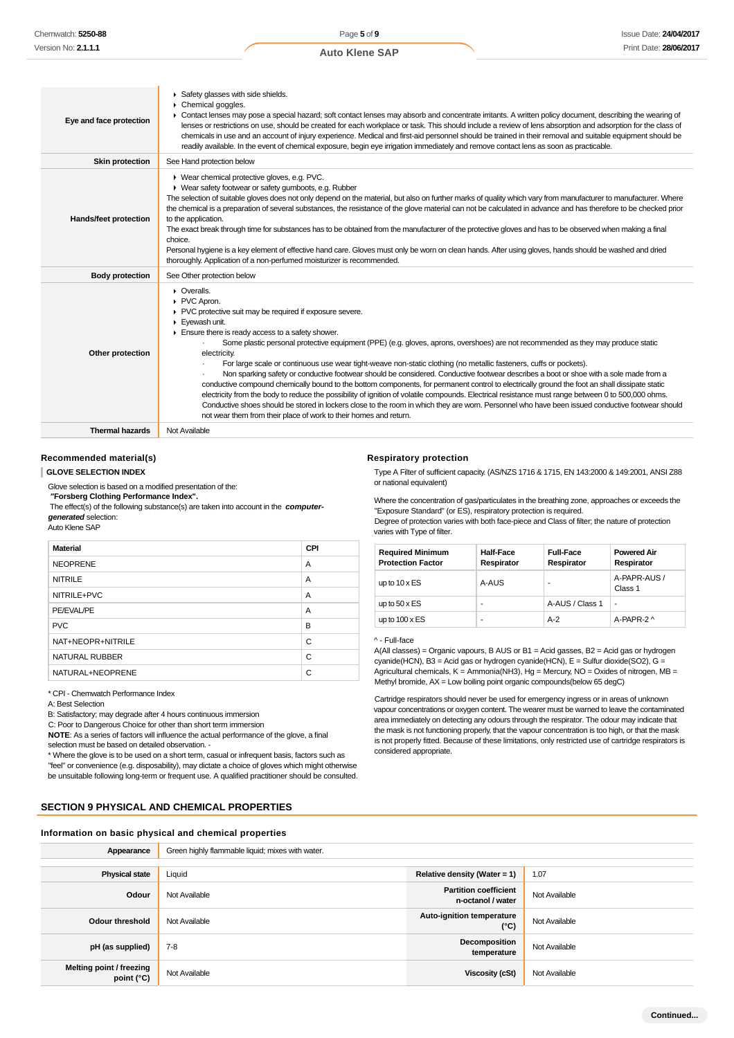| | |
|---|---|
| **Eye and face protection** | ▶ Safety glasses with side shields.<br>▶ Chemical goggles.<br>▶ Contact lenses may pose a special hazard; soft contact lenses may absorb and concentrate irritants. A written policy document, describing the wearing of lenses or restrictions on use, should be created for each workplace or task. This should include a review of lens absorption and adsorption for the class of chemicals in use and an account of injury experience. Medical and first-aid personnel should be trained in their removal and suitable equipment should be readily available. In the event of chemical exposure, begin eye irrigation immediately and remove contact lens as soon as practicable. |
| **Skin protection** | See Hand protection below |
| **Hands/feet protection** | ▶ Wear chemical protective gloves, e.g. PVC.<br>▶ Wear safety footwear or safety gumboots, e.g. Rubber<br>The selection of suitable gloves does not only depend on the material, but also on further marks of quality which vary from manufacturer to manufacturer. Where the chemical is a preparation of several substances, the resistance of the glove material can not be calculated in advance and has therefore to be checked prior to the application.<br>The exact break through time for substances has to be obtained from the manufacturer of the protective gloves and has to be observed when making a final choice.<br>Personal hygiene is a key element of effective hand care. Gloves must only be worn on clean hands. After using gloves, hands should be washed and dried thoroughly. Application of a non-perfumed moisturizer is recommended. |
| **Body protection** | See Other protection below |
| **Other protection** | ▶ Overalls.<br>▶ PVC Apron.<br>▶ PVC protective suit may be required if exposure severe.<br>▶ Eyewash unit.<br>▶ Ensure there is ready access to a safety shower.<br>· Some plastic personal protective equipment (PPE) (e.g. gloves, aprons, overshoes) are not recommended as they may produce static electricity.<br>· For large scale or continuous use wear tight-weave non-static clothing (no metallic fasteners, cuffs or pockets).<br>· Non sparking safety or conductive footwear should be considered. Conductive footwear describes a boot or shoe with a sole made from a conductive compound chemically bound to the bottom components, for permanent control to electrically ground the foot an shall dissipate static electricity from the body to reduce the possibility of ignition of volatile compounds. Electrical resistance must range between 0 to 500,000 ohms. Conductive shoes should be stored in lockers close to the room in which they are worn. Personnel who have been issued conductive footwear should not wear them from their place of work to their homes and return. |
| **Thermal hazards** | Not Available |

### Recommended material(s)

**GLOVE SELECTION INDEX**

Glove selection is based on a modified presentation of the:
**"Forsberg Clothing Performance Index".**
The effect(s) of the following substance(s) are taken into account in the ***computer-generated*** selection:
Auto Klene SAP

| Material | CPI |
|---|---|
| NEOPRENE | A |
| NITRILE | A |
| NITRILE+PVC | A |
| PE/EVAL/PE | A |
| PVC | B |
| NAT+NEOPR+NITRILE | C |
| NATURAL RUBBER | C |
| NATURAL+NEOPRENE | C |

\* CPI - Chemwatch Performance Index
A: Best Selection
B: Satisfactory; may degrade after 4 hours continuous immersion
C: Poor to Dangerous Choice for other than short term immersion
**NOTE**: As a series of factors will influence the actual performance of the glove, a final selection must be based on detailed observation. -
\* Where the glove is to be used on a short term, casual or infrequent basis, factors such as "feel" or convenience (e.g. disposability), may dictate a choice of gloves which might otherwise be unsuitable following long-term or frequent use. A qualified practitioner should be consulted.

### Respiratory protection

Type A Filter of sufficient capacity. (AS/NZS 1716 & 1715, EN 143:2000 & 149:2001, ANSI Z88 or national equivalent)

Where the concentration of gas/particulates in the breathing zone, approaches or exceeds the "Exposure Standard" (or ES), respiratory protection is required.
Degree of protection varies with both face-piece and Class of filter; the nature of protection varies with Type of filter.

| Required Minimum Protection Factor | Half-Face Respirator | Full-Face Respirator | Powered Air Respirator |
|---|---|---|---|
| up to 10 x ES | A-AUS | - | A-PAPR-AUS / Class 1 |
| up to 50 x ES | - | A-AUS / Class 1 | - |
| up to 100 x ES | - | A-2 | A-PAPR-2 ^ |

^ - Full-face
A(All classes) = Organic vapours, B AUS or B1 = Acid gasses, B2 = Acid gas or hydrogen cyanide(HCN), B3 = Acid gas or hydrogen cyanide(HCN), E = Sulfur dioxide($SO_2$), G = Agricultural chemicals, K = Ammonia($NH_3$), Hg = Mercury, NO = Oxides of nitrogen, MB = Methyl bromide, AX = Low boiling point organic compounds(below 65 degC)

Cartridge respirators should never be used for emergency ingress or in areas of unknown vapour concentrations or oxygen content. The wearer must be warned to leave the contaminated area immediately on detecting any odours through the respirator. The odour may indicate that the mask is not functioning properly, that the vapour concentration is too high, or that the mask is not properly fitted. Because of these limitations, only restricted use of cartridge respirators is considered appropriate.

## SECTION 9 PHYSICAL AND CHEMICAL PROPERTIES

### Information on basic physical and chemical properties

| | | | |
|---|---|---|---|
| **Appearance** | Green highly flammable liquid; mixes with water. | | |
| **Physical state** | Liquid | **Relative density (Water = 1)** | 1.07 |
| **Odour** | Not Available | **Partition coefficient n-octanol / water** | Not Available |
| **Odour threshold** | Not Available | **Auto-ignition temperature (°C)** | Not Available |
| **pH (as supplied)** | 7-8 | **Decomposition temperature** | Not Available |
| **Melting point / freezing point (°C)** | Not Available | **Viscosity (cSt)** | Not Available |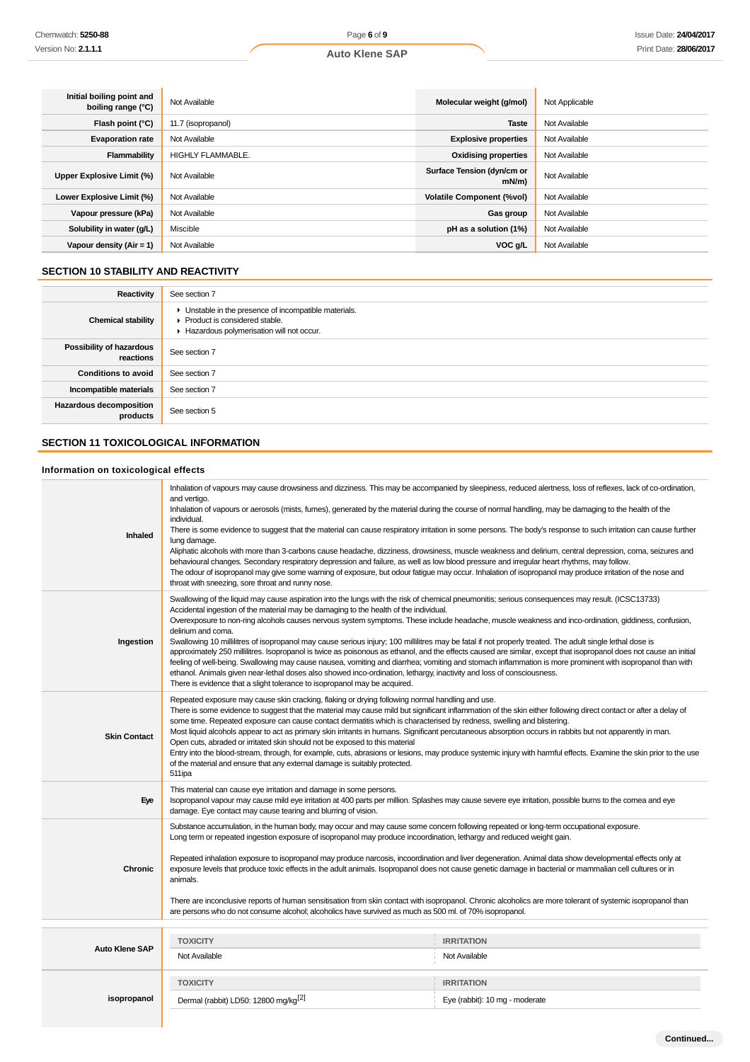| | | | |
|---|---|---|---|
| **Initial boiling point and boiling range (°C)** | Not Available | **Molecular weight (g/mol)** | Not Applicable |
| **Flash point (°C)** | 11.7 (isopropanol) | **Taste** | Not Available |
| **Evaporation rate** | Not Available | **Explosive properties** | Not Available |
| **Flammability** | HIGHLY FLAMMABLE. | **Oxidising properties** | Not Available |
| **Upper Explosive Limit (%)** | Not Available | **Surface Tension (dyn/cm or mN/m)** | Not Available |
| **Lower Explosive Limit (%)** | Not Available | **Volatile Component (%vol)** | Not Available |
| **Vapour pressure (kPa)** | Not Available | **Gas group** | Not Available |
| **Solubility in water (g/L)** | Miscible | **pH as a solution (1%)** | Not Available |
| **Vapour density (Air = 1)** | Not Available | **VOC g/L** | Not Available |

## SECTION 10 STABILITY AND REACTIVITY

| | |
|---|---|
| **Reactivity** | See section 7 |
| **Chemical stability** | ▸ Unstable in the presence of incompatible materials.<br>▸ Product is considered stable.<br>▸ Hazardous polymerisation will not occur. |
| **Possibility of hazardous reactions** | See section 7 |
| **Conditions to avoid** | See section 7 |
| **Incompatible materials** | See section 7 |
| **Hazardous decomposition products** | See section 5 |

## SECTION 11 TOXICOLOGICAL INFORMATION

### Information on toxicological effects

| | |
|---|---|
| **Inhaled** | Inhalation of vapours may cause drowsiness and dizziness. This may be accompanied by sleepiness, reduced alertness, loss of reflexes, lack of co-ordination, and vertigo.<br>Inhalation of vapours or aerosols (mists, fumes), generated by the material during the course of normal handling, may be damaging to the health of the individual.<br>There is some evidence to suggest that the material can cause respiratory irritation in some persons. The body's response to such irritation can cause further lung damage.<br>Aliphatic alcohols with more than 3-carbons cause headache, dizziness, drowsiness, muscle weakness and delirium, central depression, coma, seizures and behavioural changes. Secondary respiratory depression and failure, as well as low blood pressure and irregular heart rhythms, may follow.<br>The odour of isopropanol may give some warning of exposure, but odour fatigue may occur. Inhalation of isopropanol may produce irritation of the nose and throat with sneezing, sore throat and runny nose. |
| **Ingestion** | Swallowing of the liquid may cause aspiration into the lungs with the risk of chemical pneumonitis; serious consequences may result. (ICSC13733)<br>Accidental ingestion of the material may be damaging to the health of the individual.<br>Overexposure to non-ring alcohols causes nervous system symptoms. These include headache, muscle weakness and inco-ordination, giddiness, confusion, delirium and coma.<br>Swallowing 10 millilitres of isopropanol may cause serious injury; 100 millilitres may be fatal if not properly treated. The adult single lethal dose is approximately 250 millilitres. Isopropanol is twice as poisonous as ethanol, and the effects caused are similar, except that isopropanol does not cause an initial feeling of well-being. Swallowing may cause nausea, vomiting and diarrhea; vomiting and stomach inflammation is more prominent with isopropanol than with ethanol. Animals given near-lethal doses also showed inco-ordination, lethargy, inactivity and loss of consciousness.<br>There is evidence that a slight tolerance to isopropanol may be acquired. |
| **Skin Contact** | Repeated exposure may cause skin cracking, flaking or drying following normal handling and use.<br>There is some evidence to suggest that the material may cause mild but significant inflammation of the skin either following direct contact or after a delay of some time. Repeated exposure can cause contact dermatitis which is characterised by redness, swelling and blistering.<br>Most liquid alcohols appear to act as primary skin irritants in humans. Significant percutaneous absorption occurs in rabbits but not apparently in man.<br>Open cuts, abraded or irritated skin should not be exposed to this material<br>Entry into the blood-stream, through, for example, cuts, abrasions or lesions, may produce systemic injury with harmful effects. Examine the skin prior to the use of the material and ensure that any external damage is suitably protected.<br>511ipa |
| **Eye** | This material can cause eye irritation and damage in some persons.<br>Isopropanol vapour may cause mild eye irritation at 400 parts per million. Splashes may cause severe eye irritation, possible burns to the cornea and eye damage. Eye contact may cause tearing and blurring of vision. |
| **Chronic** | Substance accumulation, in the human body, may occur and may cause some concern following repeated or long-term occupational exposure.<br>Long term or repeated ingestion exposure of isopropanol may produce incoordination, lethargy and reduced weight gain.<br><br>Repeated inhalation exposure to isopropanol may produce narcosis, incoordination and liver degeneration. Animal data show developmental effects only at exposure levels that produce toxic effects in the adult animals. Isopropanol does not cause genetic damage in bacterial or mammalian cell cultures or in animals.<br><br>There are inconclusive reports of human sensitisation from skin contact with isopropanol. Chronic alcoholics are more tolerant of systemic isopropanol than are persons who do not consume alcohol; alcoholics have survived as much as 500 ml. of 70% isopropanol. |

| | TOXICITY | IRRITATION |
|---|---|---|
| **Auto Klene SAP** | Not Available | Not Available |
| **isopropanol** | Dermal (rabbit) LD50: 12800 mg/kg[2] | Eye (rabbit): 10 mg - moderate |

Continued...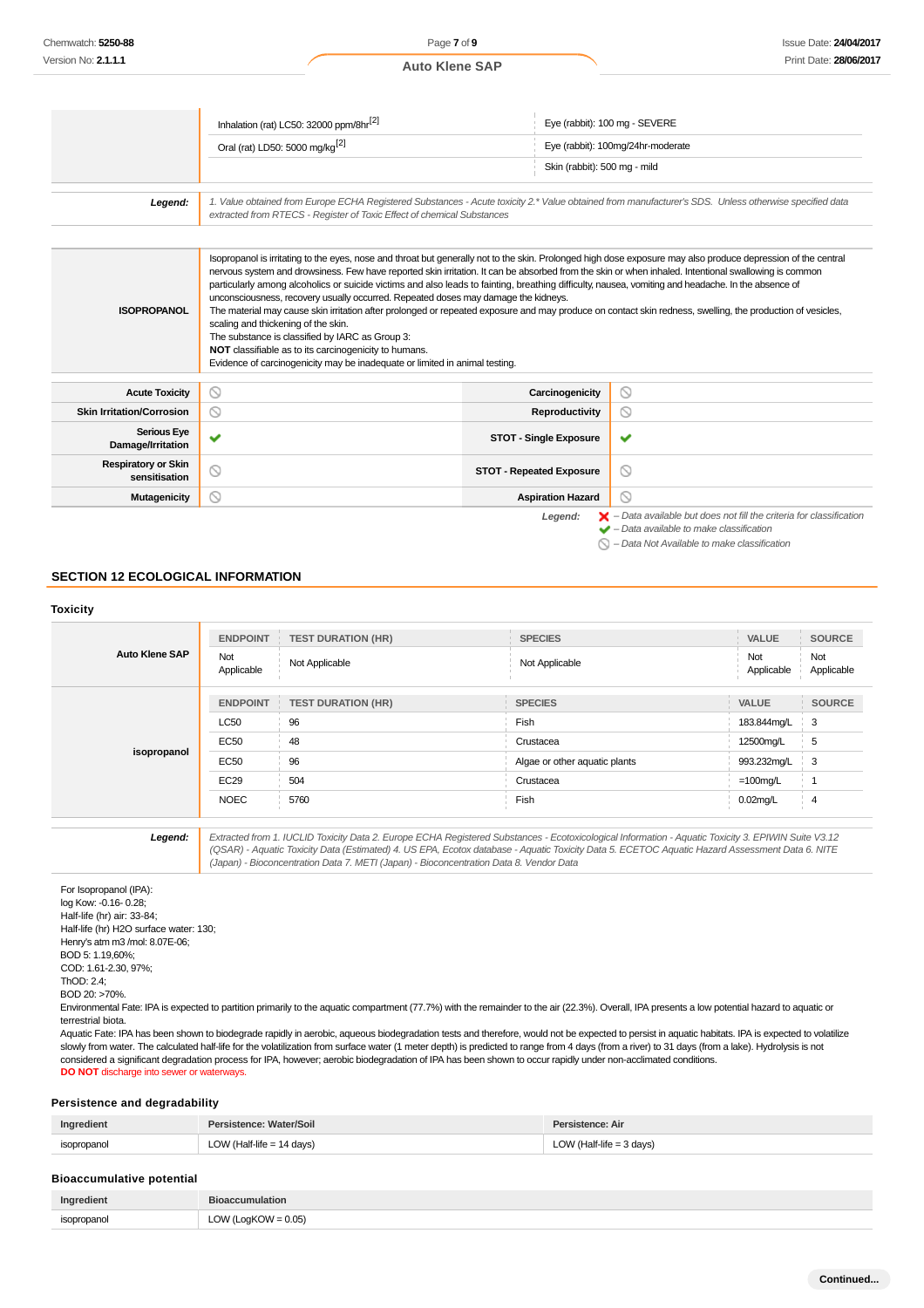| | | |
|---|---|---|
| | Inhalation (rat) LC50: 32000 ppm/8hr[2] | Eye (rabbit): 100 mg - SEVERE |
| | Oral (rat) LD50: 5000 mg/kg[2] | Eye (rabbit): 100mg/24hr-moderate |
| | | Skin (rabbit): 500 mg - mild |

| | |
|---|---|
| **Legend:** | *1. Value obtained from Europe ECHA Registered Substances - Acute toxicity 2.\* Value obtained from manufacturer's SDS. Unless otherwise specified data extracted from RTECS - Register of Toxic Effect of chemical Substances* |

| | |
|---|---|
| **ISOPROPANOL** | Isopropanol is irritating to the eyes, nose and throat but generally not to the skin. Prolonged high dose exposure may also produce depression of the central nervous system and drowsiness. Few have reported skin irritation. It can be absorbed from the skin or when inhaled. Intentional swallowing is common particularly among alcoholics or suicide victims and also leads to fainting, breathing difficulty, nausea, vomiting and headache. In the absence of unconsciousness, recovery usually occurred. Repeated doses may damage the kidneys.<br>The material may cause skin irritation after prolonged or repeated exposure and may produce on contact skin redness, swelling, the production of vesicles, scaling and thickening of the skin.<br>The substance is classified by IARC as Group 3:<br>**NOT** classifiable as to its carcinogenicity to humans.<br>Evidence of carcinogenicity may be inadequate or limited in animal testing. |

| | | | |
|---|---|---|---|
| **Acute Toxicity** | ⃠ | **Carcinogenicity** | ⃠ |
| **Skin Irritation/Corrosion** | ⃠ | **Reproductivity** | ⃠ |
| **Serious Eye Damage/Irritation** | ✔ | **STOT - Single Exposure** | ✔ |
| **Respiratory or Skin sensitisation** | ⃠ | **STOT - Repeated Exposure** | ⃠ |
| **Mutagenicity** | ⃠ | **Aspiration Hazard** | ⃠ |

*Legend:*
✘ *– Data available but does not fill the criteria for classification*
✔ *– Data available to make classification*
⃠ *– Data Not Available to make classification*

## SECTION 12 ECOLOGICAL INFORMATION

### Toxicity

| Auto Klene SAP | ENDPOINT | TEST DURATION (HR) | SPECIES | VALUE | SOURCE |
|---|---|---|---|---|---|
| | Not Applicable | Not Applicable | Not Applicable | Not Applicable | Not Applicable |

| isopropanol | ENDPOINT | TEST DURATION (HR) | SPECIES | VALUE | SOURCE |
|---|---|---|---|---|---|
| | LC50 | 96 | Fish | 183.844mg/L | 3 |
| | EC50 | 48 | Crustacea | 12500mg/L | 5 |
| | EC50 | 96 | Algae or other aquatic plants | 993.232mg/L | 3 |
| | EC29 | 504 | Crustacea | =100mg/L | 1 |
| | NOEC | 5760 | Fish | 0.02mg/L | 4 |

| | |
|---|---|
| **Legend:** | *Extracted from 1. IUCLID Toxicity Data 2. Europe ECHA Registered Substances - Ecotoxicological Information - Aquatic Toxicity 3. EPIWIN Suite V3.12 (QSAR) - Aquatic Toxicity Data (Estimated) 4. US EPA, Ecotox database - Aquatic Toxicity Data 5. ECETOC Aquatic Hazard Assessment Data 6. NITE (Japan) - Bioconcentration Data 7. METI (Japan) - Bioconcentration Data 8. Vendor Data* |

For Isopropanol (IPA):
log Kow: -0.16- 0.28;
Half-life (hr) air: 33-84;
Half-life (hr) H2O surface water: 130;
Henry's atm m3 /mol: 8.07E-06;
BOD 5: 1.19,60%;
COD: 1.61-2.30, 97%;
ThOD: 2.4;
BOD 20: >70%.
Environmental Fate: IPA is expected to partition primarily to the aquatic compartment (77.7%) with the remainder to the air (22.3%). Overall, IPA presents a low potential hazard to aquatic or terrestrial biota.
Aquatic Fate: IPA has been shown to biodegrade rapidly in aerobic, aqueous biodegradation tests and therefore, would not be expected to persist in aquatic habitats. IPA is expected to volatilize slowly from water. The calculated half-life for the volatilization from surface water (1 meter depth) is predicted to range from 4 days (from a river) to 31 days (from a lake). Hydrolysis is not considered a significant degradation process for IPA, however; aerobic biodegradation of IPA has been shown to occur rapidly under non-acclimated conditions.
**DO NOT** discharge into sewer or waterways.

### Persistence and degradability

| Ingredient | Persistence: Water/Soil | Persistence: Air |
|---|---|---|
| isopropanol | LOW (Half-life = 14 days) | LOW (Half-life = 3 days) |

### Bioaccumulative potential

| Ingredient | Bioaccumulation |
|---|---|
| isopropanol | LOW (LogKOW = 0.05) |

**Continued...**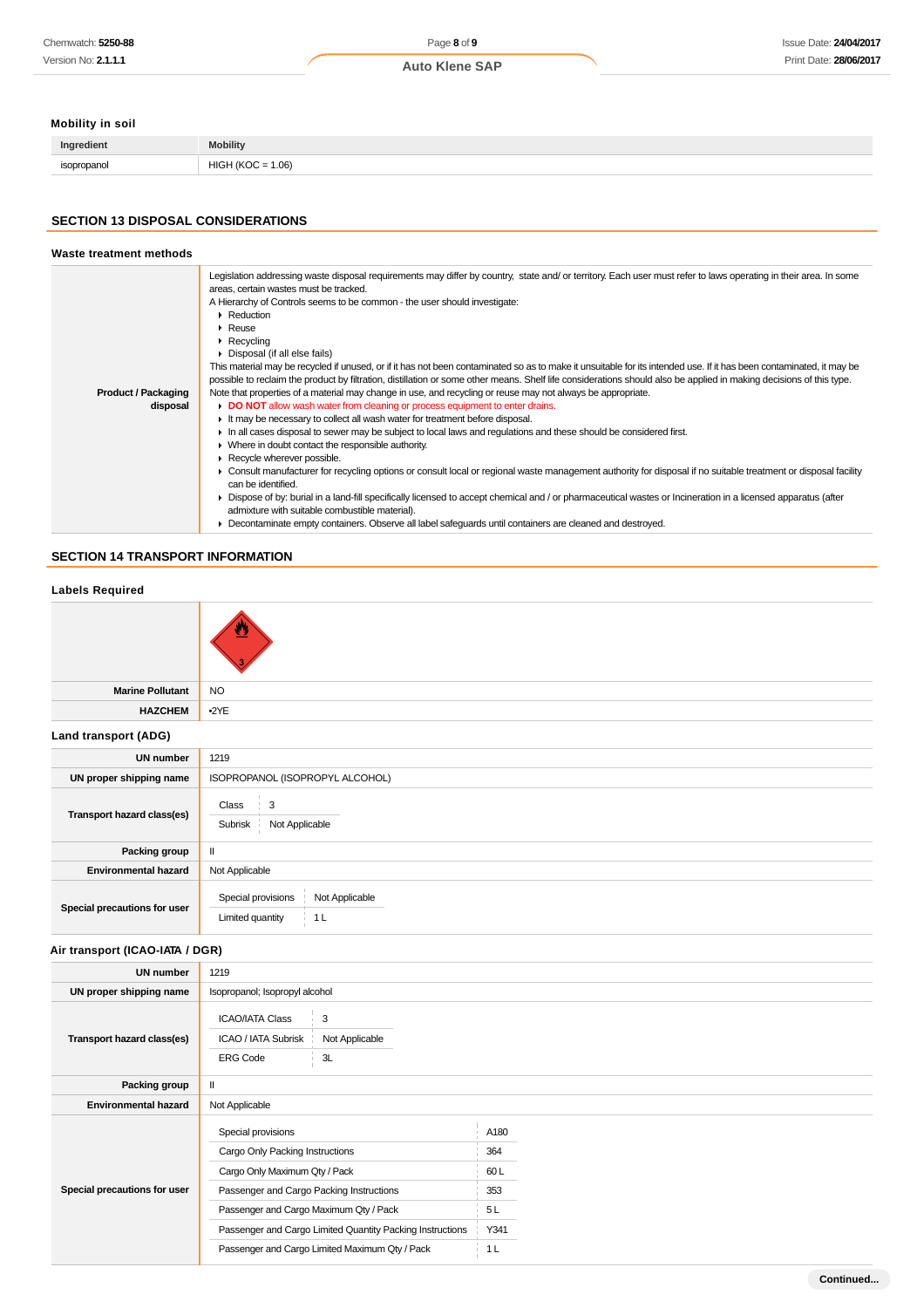### Mobility in soil

| Ingredient | Mobility |
|---|---|
| isopropanol | HIGH (KOC = 1.06) |

## SECTION 13 DISPOSAL CONSIDERATIONS

### Waste treatment methods

| | |
|---|---|
| **Product / Packaging disposal** | Legislation addressing waste disposal requirements may differ by country, state and/ or territory. Each user must refer to laws operating in their area. In some areas, certain wastes must be tracked.<br>A Hierarchy of Controls seems to be common - the user should investigate:<br>▸ Reduction<br>▸ Reuse<br>▸ Recycling<br>▸ Disposal (if all else fails)<br>This material may be recycled if unused, or if it has not been contaminated so as to make it unsuitable for its intended use. If it has been contaminated, it may be possible to reclaim the product by filtration, distillation or some other means. Shelf life considerations should also be applied in making decisions of this type. Note that properties of a material may change in use, and recycling or reuse may not always be appropriate.<br>▸ **DO NOT** allow wash water from cleaning or process equipment to enter drains.<br>▸ It may be necessary to collect all wash water for treatment before disposal.<br>▸ In all cases disposal to sewer may be subject to local laws and regulations and these should be considered first.<br>▸ Where in doubt contact the responsible authority.<br>▸ Recycle wherever possible.<br>▸ Consult manufacturer for recycling options or consult local or regional waste management authority for disposal if no suitable treatment or disposal facility can be identified.<br>▸ Dispose of by: burial in a land-fill specifically licensed to accept chemical and / or pharmaceutical wastes or Incineration in a licensed apparatus (after admixture with suitable combustible material).<br>▸ Decontaminate empty containers. Observe all label safeguards until containers are cleaned and destroyed. |

## SECTION 14 TRANSPORT INFORMATION

### Labels Required

| | |
|---|---|
| | 3 |
| **Marine Pollutant** | NO |
| **HAZCHEM** | •2YE |

### Land transport (ADG)

| | |
|---|---|
| **UN number** | 1219 |
| **UN proper shipping name** | ISOPROPANOL (ISOPROPYL ALCOHOL) |
| **Transport hazard class(es)** | Class: 3<br>Subrisk: Not Applicable |
| **Packing group** | II |
| **Environmental hazard** | Not Applicable |
| **Special precautions for user** | Special provisions: Not Applicable<br>Limited quantity: 1 L |

### Air transport (ICAO-IATA / DGR)

| | |
|---|---|
| **UN number** | 1219 |
| **UN proper shipping name** | Isopropanol; Isopropyl alcohol |
| **Transport hazard class(es)** | ICAO/IATA Class: 3<br>ICAO / IATA Subrisk: Not Applicable<br>ERG Code: 3L |
| **Packing group** | II |
| **Environmental hazard** | Not Applicable |
| **Special precautions for user** | Special provisions: A180<br>Cargo Only Packing Instructions: 364<br>Cargo Only Maximum Qty / Pack: 60 L<br>Passenger and Cargo Packing Instructions: 353<br>Passenger and Cargo Maximum Qty / Pack: 5 L<br>Passenger and Cargo Limited Quantity Packing Instructions: Y341<br>Passenger and Cargo Limited Maximum Qty / Pack: 1 L |

Continued...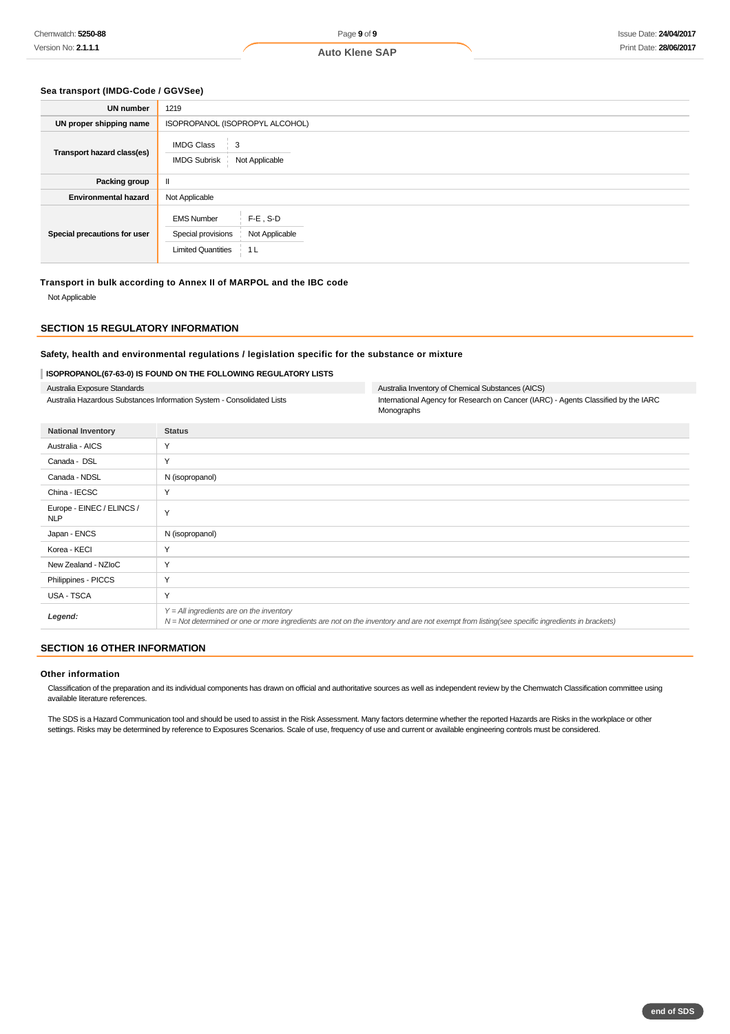### Sea transport (IMDG-Code / GGVSee)

| | |
|---|---|
| **UN number** | 1219 |
| **UN proper shipping name** | ISOPROPANOL (ISOPROPYL ALCOHOL) |
| **Transport hazard class(es)** | IMDG Class: 3<br>IMDG Subrisk: Not Applicable |
| **Packing group** | II |
| **Environmental hazard** | Not Applicable |
| **Special precautions for user** | EMS Number: F-E , S-D<br>Special provisions: Not Applicable<br>Limited Quantities: 1 L |

### Transport in bulk according to Annex II of MARPOL and the IBC code

Not Applicable

## SECTION 15 REGULATORY INFORMATION

### Safety, health and environmental regulations / legislation specific for the substance or mixture

**ISOPROPANOL(67-63-0) IS FOUND ON THE FOLLOWING REGULATORY LISTS**

| | |
|---|---|
| Australia Exposure Standards | Australia Inventory of Chemical Substances (AICS) |
| Australia Hazardous Substances Information System - Consolidated Lists | International Agency for Research on Cancer (IARC) - Agents Classified by the IARC Monographs |

| National Inventory | Status |
|---|---|
| Australia - AICS | Y |
| Canada - DSL | Y |
| Canada - NDSL | N (isopropanol) |
| China - IECSC | Y |
| Europe - EINEC / ELINCS / NLP | Y |
| Japan - ENCS | N (isopropanol) |
| Korea - KECI | Y |
| New Zealand - NZIoC | Y |
| Philippines - PICCS | Y |
| USA - TSCA | Y |
| ***Legend:*** | *Y = All ingredients are on the inventory*<br>*N = Not determined or one or more ingredients are not on the inventory and are not exempt from listing(see specific ingredients in brackets)* |

## SECTION 16 OTHER INFORMATION

### Other information

Classification of the preparation and its individual components has drawn on official and authoritative sources as well as independent review by the Chemwatch Classification committee using available literature references.

The SDS is a Hazard Communication tool and should be used to assist in the Risk Assessment. Many factors determine whether the reported Hazards are Risks in the workplace or other settings. Risks may be determined by reference to Exposures Scenarios. Scale of use, frequency of use and current or available engineering controls must be considered.

end of SDS